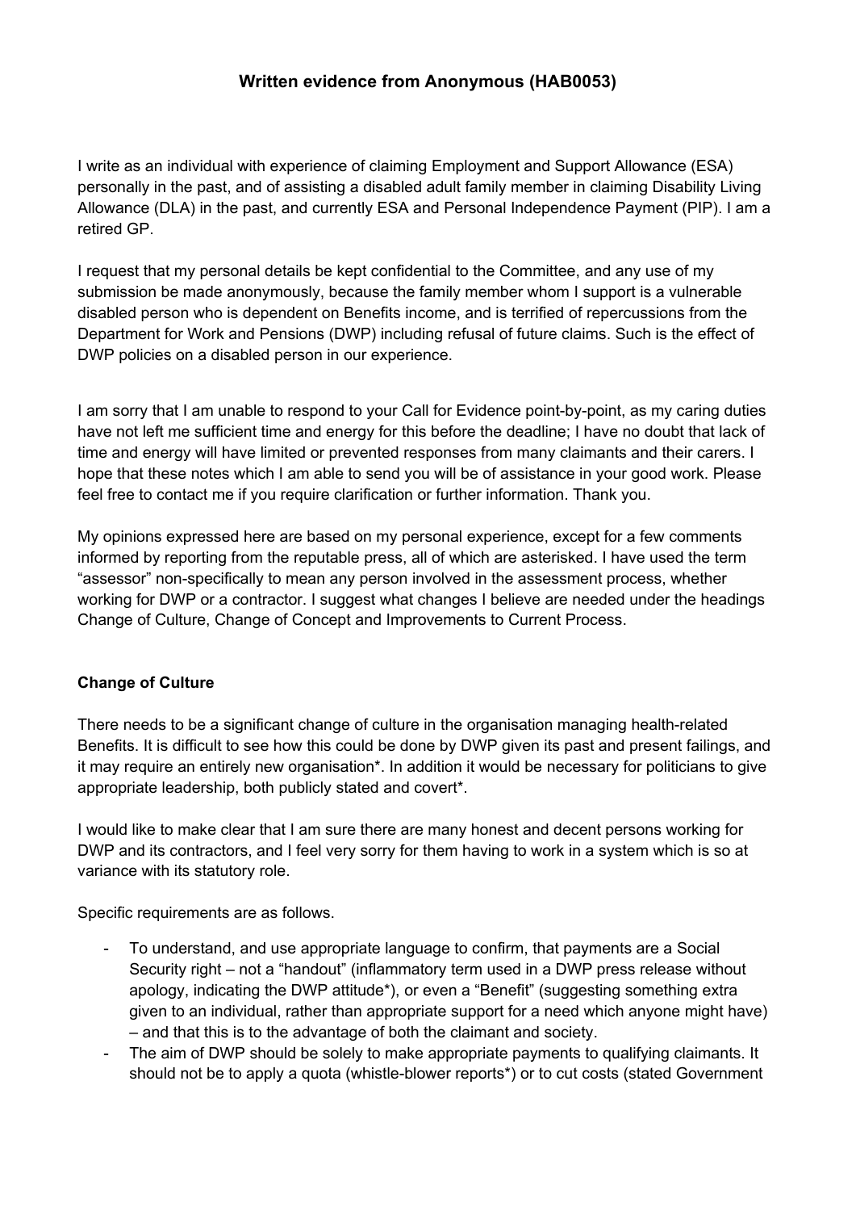# Written evidence from Anonymous (HAB0053)

I write as an individual with experience of claiming Employment and Support Allowance (ESA) personally in the past, and of assisting a disabled adult family member in claiming Disability Living Allowance (DLA) in the past, and currently ESA and Personal Independence Payment (PIP). I am a retired GP.

I request that my personal details be kept confidential to the Committee, and any use of my submission be made anonymously, because the family member whom I support is a vulnerable disabled person who is dependent on Benefits income, and is terrified of repercussions from the Department for Work and Pensions (DWP) including refusal of future claims. Such is the effect of DWP policies on a disabled person in our experience.

I am sorry that I am unable to respond to your Call for Evidence point-by-point, as my caring duties have not left me sufficient time and energy for this before the deadline; I have no doubt that lack of time and energy will have limited or prevented responses from many claimants and their carers. I hope that these notes which I am able to send you will be of assistance in your good work. Please feel free to contact me if you require clarification or further information. Thank you.

My opinions expressed here are based on my personal experience, except for a few comments informed by reporting from the reputable press, all of which are asterisked. I have used the term "assessor" non-specifically to mean any person involved in the assessment process, whether working for DWP or a contractor. I suggest what changes I believe are needed under the headings Change of Culture, Change of Concept and Improvements to Current Process.

## Change of Culture

There needs to be a significant change of culture in the organisation managing health-related Benefits. It is difficult to see how this could be done by DWP given its past and present failings, and it may require an entirely new organisation*. In addition it would be necessary for politicians to give appropriate leadership, both publicly stated and covert*.

I would like to make clear that I am sure there are many honest and decent persons working for DWP and its contractors, and I feel very sorry for them having to work in a system which is so at variance with its statutory role.

Specific requirements are as follows.

- To understand, and use appropriate language to confirm, that payments are a Social Security right – not a "handout" (inflammatory term used in a DWP press release without apology, indicating the DWP attitude*), or even a "Benefit" (suggesting something extra given to an individual, rather than appropriate support for a need which anyone might have) – and that this is to the advantage of both the claimant and society.
- The aim of DWP should be solely to make appropriate payments to qualifying claimants. It should not be to apply a quota (whistle-blower reports*) or to cut costs (stated Government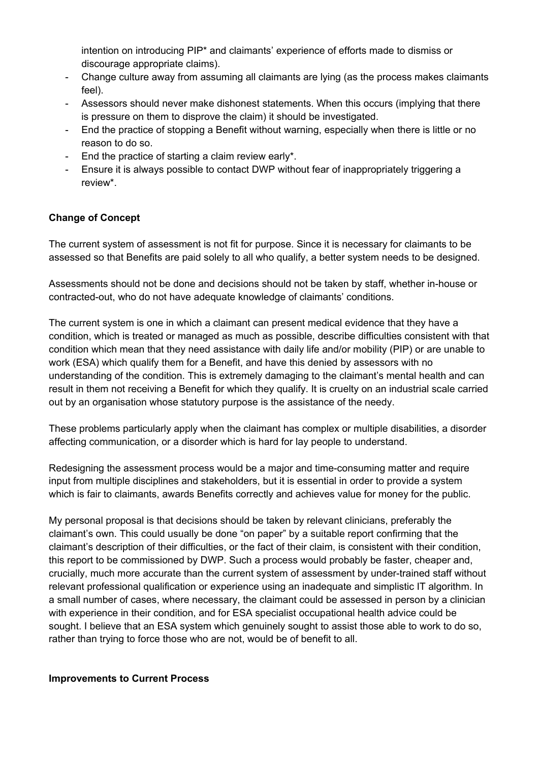intention on introducing PIP* and claimants' experience of efforts made to dismiss or discourage appropriate claims).

- Change culture away from assuming all claimants are lying (as the process makes claimants feel).
- Assessors should never make dishonest statements. When this occurs (implying that there is pressure on them to disprove the claim) it should be investigated.
- End the practice of stopping a Benefit without warning, especially when there is little or no reason to do so.
- End the practice of starting a claim review early*.
- Ensure it is always possible to contact DWP without fear of inappropriately triggering a review*.

**Change of Concept**

The current system of assessment is not fit for purpose. Since it is necessary for claimants to be assessed so that Benefits are paid solely to all who qualify, a better system needs to be designed.

Assessments should not be done and decisions should not be taken by staff, whether in-house or contracted-out, who do not have adequate knowledge of claimants' conditions.

The current system is one in which a claimant can present medical evidence that they have a condition, which is treated or managed as much as possible, describe difficulties consistent with that condition which mean that they need assistance with daily life and/or mobility (PIP) or are unable to work (ESA) which qualify them for a Benefit, and have this denied by assessors with no understanding of the condition. This is extremely damaging to the claimant's mental health and can result in them not receiving a Benefit for which they qualify. It is cruelty on an industrial scale carried out by an organisation whose statutory purpose is the assistance of the needy.

These problems particularly apply when the claimant has complex or multiple disabilities, a disorder affecting communication, or a disorder which is hard for lay people to understand.

Redesigning the assessment process would be a major and time-consuming matter and require input from multiple disciplines and stakeholders, but it is essential in order to provide a system which is fair to claimants, awards Benefits correctly and achieves value for money for the public.

My personal proposal is that decisions should be taken by relevant clinicians, preferably the claimant's own. This could usually be done "on paper" by a suitable report confirming that the claimant's description of their difficulties, or the fact of their claim, is consistent with their condition, this report to be commissioned by DWP. Such a process would probably be faster, cheaper and, crucially, much more accurate than the current system of assessment by under-trained staff without relevant professional qualification or experience using an inadequate and simplistic IT algorithm. In a small number of cases, where necessary, the claimant could be assessed in person by a clinician with experience in their condition, and for ESA specialist occupational health advice could be sought. I believe that an ESA system which genuinely sought to assist those able to work to do so, rather than trying to force those who are not, would be of benefit to all.

**Improvements to Current Process**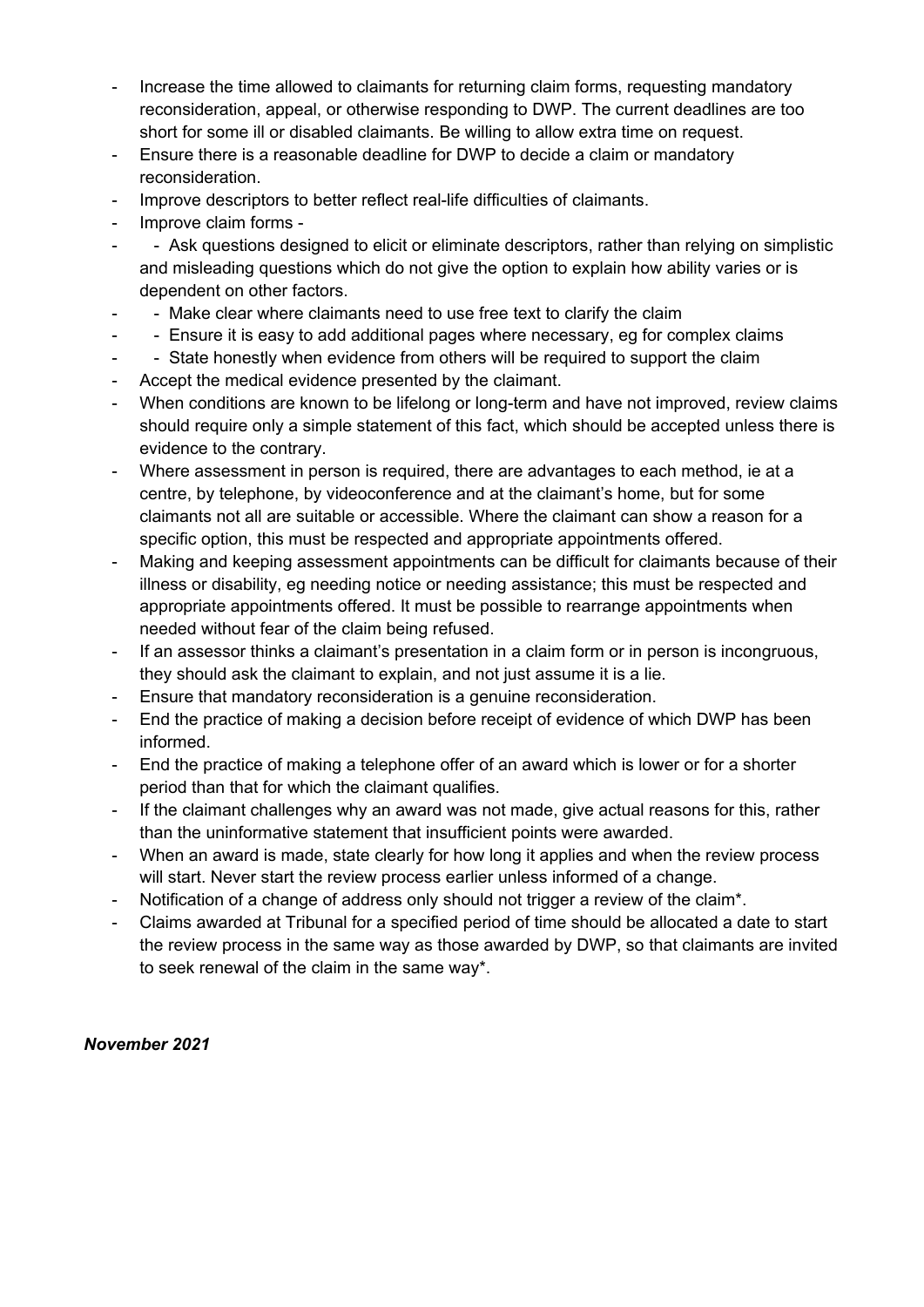- Increase the time allowed to claimants for returning claim forms, requesting mandatory reconsideration, appeal, or otherwise responding to DWP. The current deadlines are too short for some ill or disabled claimants. Be willing to allow extra time on request.
- Ensure there is a reasonable deadline for DWP to decide a claim or mandatory reconsideration.
- Improve descriptors to better reflect real-life difficulties of claimants.
- Improve claim forms -
    - Ask questions designed to elicit or eliminate descriptors, rather than relying on simplistic and misleading questions which do not give the option to explain how ability varies or is dependent on other factors.
    - Make clear where claimants need to use free text to clarify the claim
    - Ensure it is easy to add additional pages where necessary, eg for complex claims
    - State honestly when evidence from others will be required to support the claim
- Accept the medical evidence presented by the claimant.
- When conditions are known to be lifelong or long-term and have not improved, review claims should require only a simple statement of this fact, which should be accepted unless there is evidence to the contrary.
- Where assessment in person is required, there are advantages to each method, ie at a centre, by telephone, by videoconference and at the claimant's home, but for some claimants not all are suitable or accessible. Where the claimant can show a reason for a specific option, this must be respected and appropriate appointments offered.
- Making and keeping assessment appointments can be difficult for claimants because of their illness or disability, eg needing notice or needing assistance; this must be respected and appropriate appointments offered. It must be possible to rearrange appointments when needed without fear of the claim being refused.
- If an assessor thinks a claimant's presentation in a claim form or in person is incongruous, they should ask the claimant to explain, and not just assume it is a lie.
- Ensure that mandatory reconsideration is a genuine reconsideration.
- End the practice of making a decision before receipt of evidence of which DWP has been informed.
- End the practice of making a telephone offer of an award which is lower or for a shorter period than that for which the claimant qualifies.
- If the claimant challenges why an award was not made, give actual reasons for this, rather than the uninformative statement that insufficient points were awarded.
- When an award is made, state clearly for how long it applies and when the review process will start. Never start the review process earlier unless informed of a change.
- Notification of a change of address only should not trigger a review of the claim*.
- Claims awarded at Tribunal for a specified period of time should be allocated a date to start the review process in the same way as those awarded by DWP, so that claimants are invited to seek renewal of the claim in the same way*.

***November 2021***